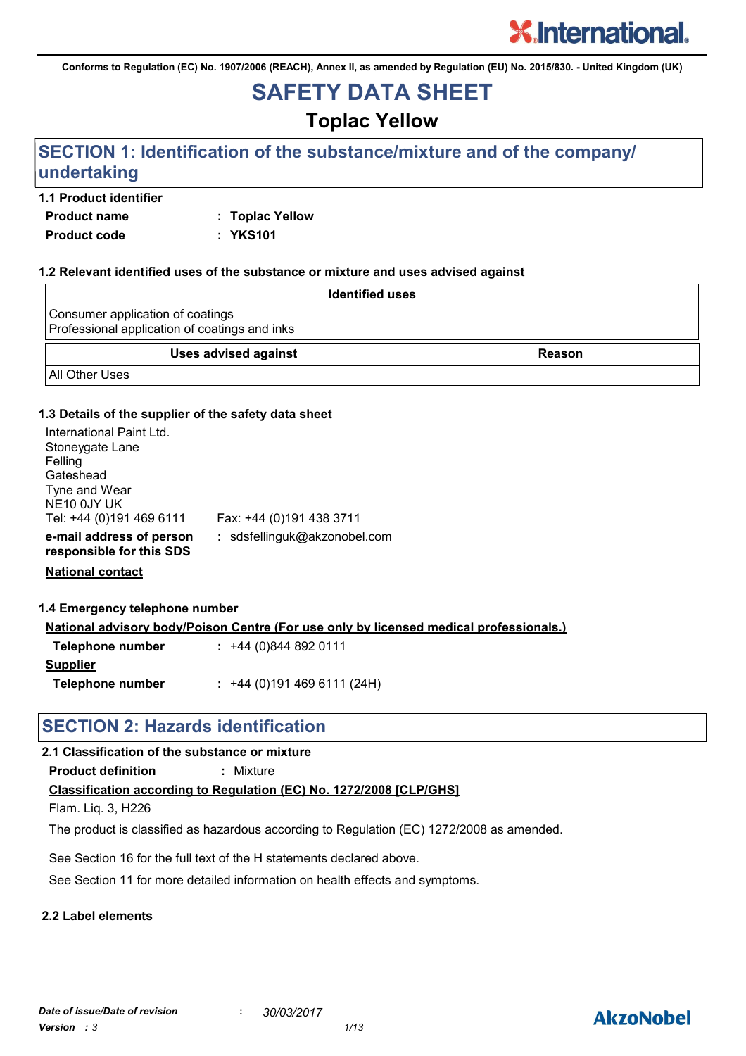Conforms to Regulation (EC) No. 1907/2006 (REACH), Annex II, as amended by Regulation (EU) No. 2015/830. - United Kingdom (UK)

# SAFETY DATA SHEET

## Toplac Yellow

## SECTION 1: Identification of the substance/mixture and of the company/ undertaking

### 1.1 Product identifier

**Product name** : **Toplac Yellow**

**Product code** : **YKS101**

### 1.2 Relevant identified uses of the substance or mixture and uses advised against

| Identified uses |
|---|
| Consumer application of coatings<br>Professional application of coatings and inks |

| Uses advised against | Reason |
|---|---|
| All Other Uses | |

### 1.3 Details of the supplier of the safety data sheet

International Paint Ltd.
Stoneygate Lane
Felling
Gateshead
Tyne and Wear
NE10 0JY UK
Tel: +44 (0)191 469 6111 Fax: +44 (0)191 438 3711

**e-mail address of person responsible for this SDS** : sdsfellinguk@akzonobel.com

**National contact**

### 1.4 Emergency telephone number

**National advisory body/Poison Centre (For use only by licensed medical professionals.)**

**Telephone number** : +44 (0)844 892 0111

**Supplier**

**Telephone number** : +44 (0)191 469 6111 (24H)

## SECTION 2: Hazards identification

### 2.1 Classification of the substance or mixture

**Product definition** : Mixture

**Classification according to Regulation (EC) No. 1272/2008 [CLP/GHS]**

Flam. Liq. 3, H226

The product is classified as hazardous according to Regulation (EC) 1272/2008 as amended.

See Section 16 for the full text of the H statements declared above.

See Section 11 for more detailed information on health effects and symptoms.

### 2.2 Label elements

*Date of issue/Date of revision* : *30/03/2017*

*Version* : *3*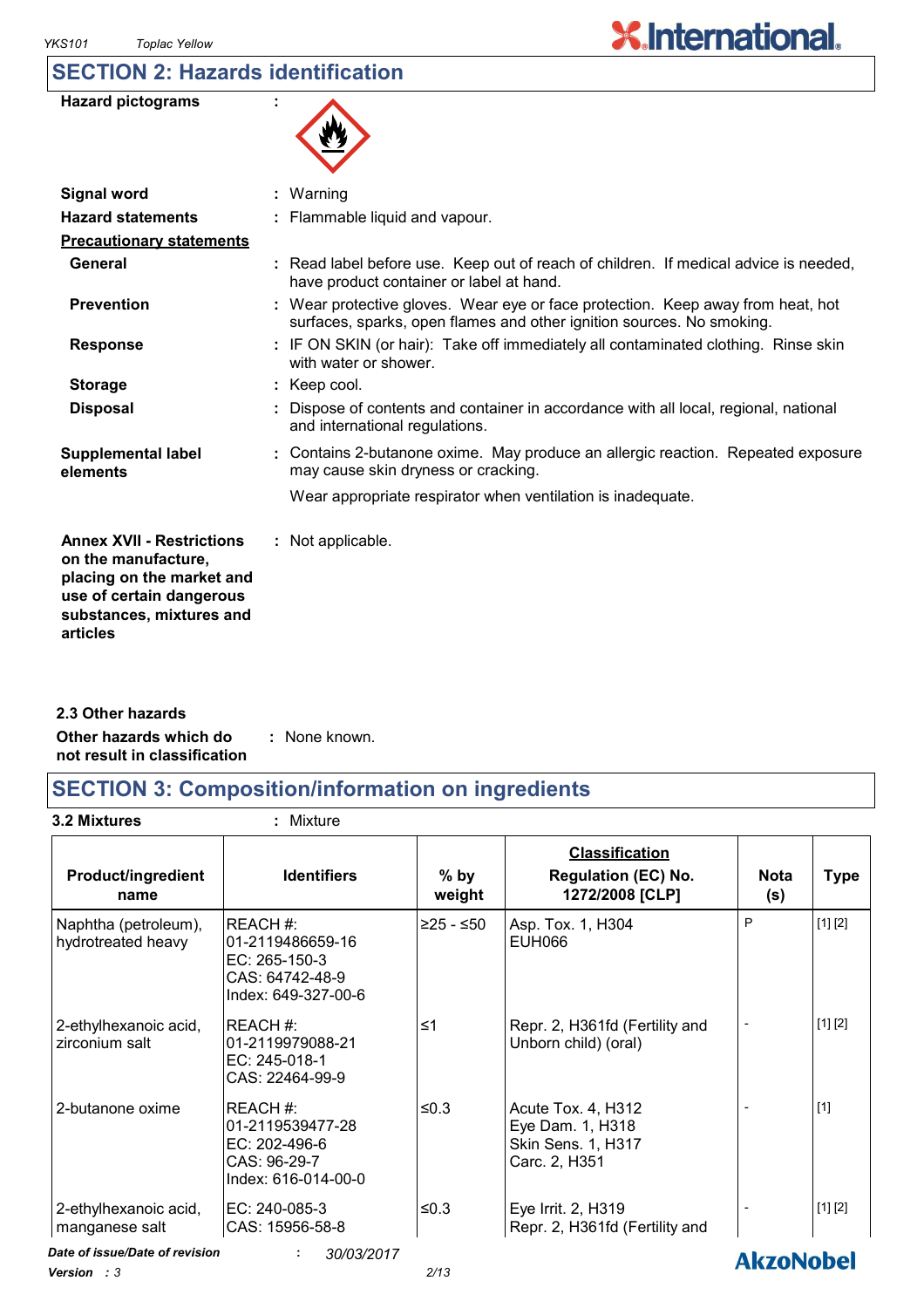## SECTION 2: Hazards identification

**Hazard pictograms** :

**Signal word** : Warning

**Hazard statements** : Flammable liquid and vapour.

**Precautionary statements**

**General** : Read label before use. Keep out of reach of children. If medical advice is needed, have product container or label at hand.

**Prevention** : Wear protective gloves. Wear eye or face protection. Keep away from heat, hot surfaces, sparks, open flames and other ignition sources. No smoking.

**Response** : IF ON SKIN (or hair): Take off immediately all contaminated clothing. Rinse skin with water or shower.

**Storage** : Keep cool.

**Disposal** : Dispose of contents and container in accordance with all local, regional, national and international regulations.

**Supplemental label elements** : Contains 2-butanone oxime. May produce an allergic reaction. Repeated exposure may cause skin dryness or cracking.

Wear appropriate respirator when ventilation is inadequate.

**Annex XVII - Restrictions on the manufacture, placing on the market and use of certain dangerous substances, mixtures and articles** : Not applicable.

### 2.3 Other hazards

**Other hazards which do not result in classification** : None known.

## SECTION 3: Composition/information on ingredients

**3.2 Mixtures** : Mixture

| Product/ingredient name | Identifiers | % by weight | Classification Regulation (EC) No. 1272/2008 [CLP] | Nota (s) | Type |
|---|---|---|---|---|---|
| Naphtha (petroleum), hydrotreated heavy | REACH #: 01-2119486659-16<br>EC: 265-150-3<br>CAS: 64742-48-9<br>Index: 649-327-00-6 | ≥25 - ≤50 | Asp. Tox. 1, H304<br>EUH066 | P | [1] [2] |
| 2-ethylhexanoic acid, zirconium salt | REACH #: 01-2119979088-21<br>EC: 245-018-1<br>CAS: 22464-99-9 | ≤1 | Repr. 2, H361fd (Fertility and Unborn child) (oral) | - | [1] [2] |
| 2-butanone oxime | REACH #: 01-2119539477-28<br>EC: 202-496-6<br>CAS: 96-29-7<br>Index: 616-014-00-0 | ≤0.3 | Acute Tox. 4, H312<br>Eye Dam. 1, H318<br>Skin Sens. 1, H317<br>Carc. 2, H351 | - | [1] |
| 2-ethylhexanoic acid, manganese salt | EC: 240-085-3<br>CAS: 15956-58-8 | ≤0.3 | Eye Irrit. 2, H319<br>Repr. 2, H361fd (Fertility and | - | [1] [2] |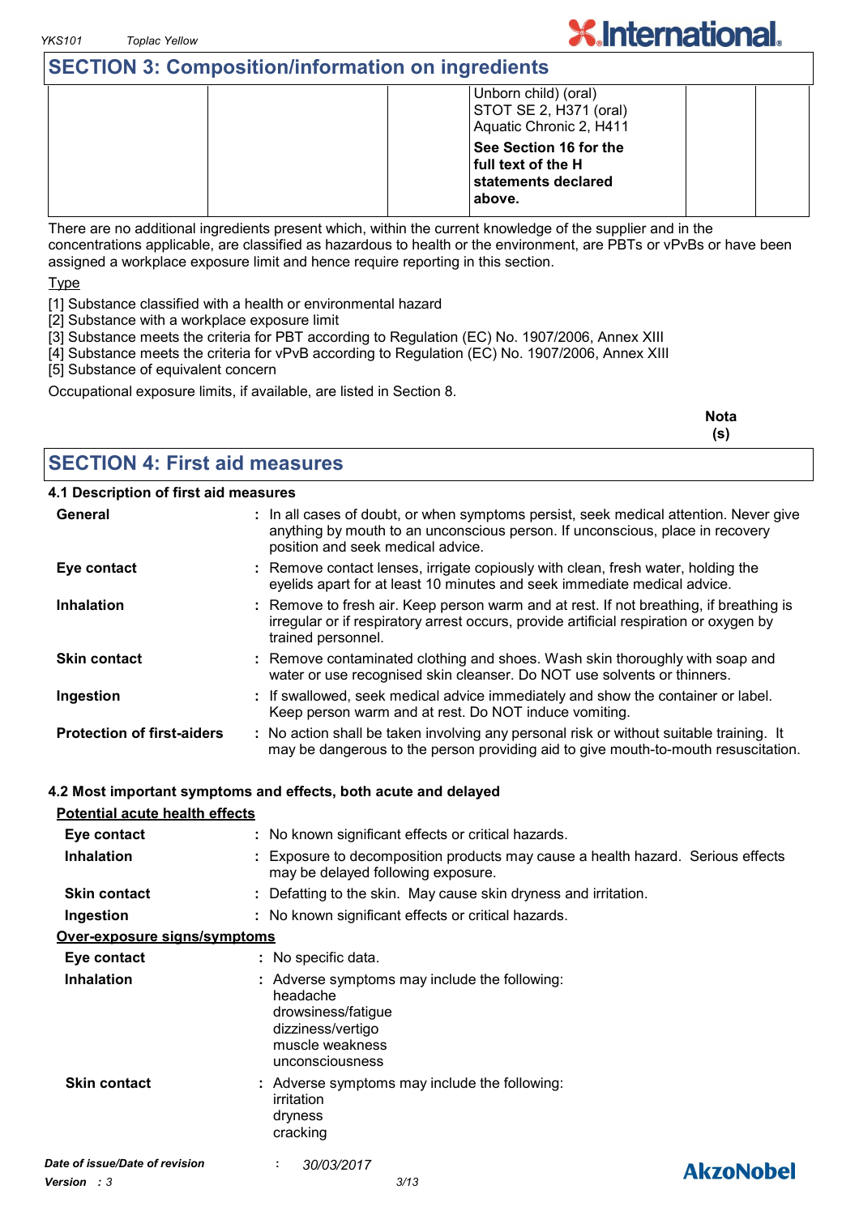## SECTION 3: Composition/information on ingredients

| | | | | | |
|---|---|---|---|---|---|
| | | | Unborn child) (oral)<br>STOT SE 2, H371 (oral)<br>Aquatic Chronic 2, H411<br>**See Section 16 for the full text of the H statements declared above.** | | |

There are no additional ingredients present which, within the current knowledge of the supplier and in the concentrations applicable, are classified as hazardous to health or the environment, are PBTs or vPvBs or have been assigned a workplace exposure limit and hence require reporting in this section.

Type

[1] Substance classified with a health or environmental hazard
[2] Substance with a workplace exposure limit
[3] Substance meets the criteria for PBT according to Regulation (EC) No. 1907/2006, Annex XIII
[4] Substance meets the criteria for vPvB according to Regulation (EC) No. 1907/2006, Annex XIII
[5] Substance of equivalent concern

Occupational exposure limits, if available, are listed in Section 8.

**Nota (s)**

## SECTION 4: First aid measures

### 4.1 Description of first aid measures

**General** : In all cases of doubt, or when symptoms persist, seek medical attention. Never give anything by mouth to an unconscious person. If unconscious, place in recovery position and seek medical advice.

**Eye contact** : Remove contact lenses, irrigate copiously with clean, fresh water, holding the eyelids apart for at least 10 minutes and seek immediate medical advice.

**Inhalation** : Remove to fresh air. Keep person warm and at rest. If not breathing, if breathing is irregular or if respiratory arrest occurs, provide artificial respiration or oxygen by trained personnel.

**Skin contact** : Remove contaminated clothing and shoes. Wash skin thoroughly with soap and water or use recognised skin cleanser. Do NOT use solvents or thinners.

**Ingestion** : If swallowed, seek medical advice immediately and show the container or label. Keep person warm and at rest. Do NOT induce vomiting.

**Protection of first-aiders** : No action shall be taken involving any personal risk or without suitable training. It may be dangerous to the person providing aid to give mouth-to-mouth resuscitation.

### 4.2 Most important symptoms and effects, both acute and delayed

**Potential acute health effects**

**Eye contact** : No known significant effects or critical hazards.

**Inhalation** : Exposure to decomposition products may cause a health hazard. Serious effects may be delayed following exposure.

**Skin contact** : Defatting to the skin. May cause skin dryness and irritation.

**Ingestion** : No known significant effects or critical hazards.

**Over-exposure signs/symptoms**

**Eye contact** : No specific data.

**Inhalation** : Adverse symptoms may include the following:
headache
drowsiness/fatigue
dizziness/vertigo
muscle weakness
unconsciousness

**Skin contact** : Adverse symptoms may include the following:
irritation
dryness
cracking

*Date of issue/Date of revision* : *30/03/2017*
*Version : 3*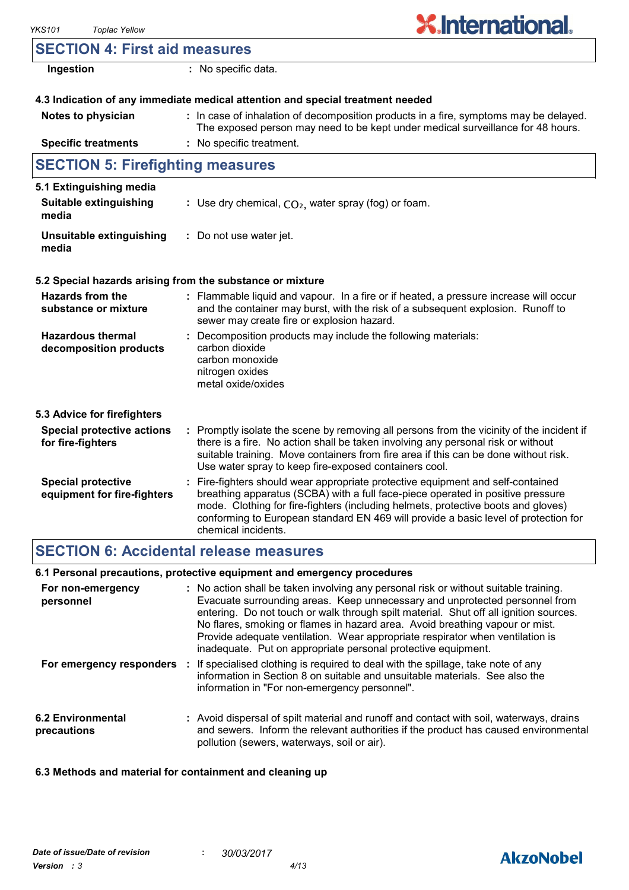## SECTION 4: First aid measures

| | |
|---|---|
| **Ingestion** | : No specific data. |

### 4.3 Indication of any immediate medical attention and special treatment needed

| | |
|---|---|
| **Notes to physician** | : In case of inhalation of decomposition products in a fire, symptoms may be delayed. The exposed person may need to be kept under medical surveillance for 48 hours. |
| **Specific treatments** | : No specific treatment. |

## SECTION 5: Firefighting measures

### 5.1 Extinguishing media

| | |
|---|---|
| **Suitable extinguishing media** | : Use dry chemical, $CO_2$, water spray (fog) or foam. |
| **Unsuitable extinguishing media** | : Do not use water jet. |

### 5.2 Special hazards arising from the substance or mixture

| | |
|---|---|
| **Hazards from the substance or mixture** | : Flammable liquid and vapour. In a fire or if heated, a pressure increase will occur and the container may burst, with the risk of a subsequent explosion. Runoff to sewer may create fire or explosion hazard. |
| **Hazardous thermal decomposition products** | : Decomposition products may include the following materials: carbon dioxide, carbon monoxide, nitrogen oxides, metal oxide/oxides |

### 5.3 Advice for firefighters

| | |
|---|---|
| **Special protective actions for fire-fighters** | : Promptly isolate the scene by removing all persons from the vicinity of the incident if there is a fire. No action shall be taken involving any personal risk or without suitable training. Move containers from fire area if this can be done without risk. Use water spray to keep fire-exposed containers cool. |
| **Special protective equipment for fire-fighters** | : Fire-fighters should wear appropriate protective equipment and self-contained breathing apparatus (SCBA) with a full face-piece operated in positive pressure mode. Clothing for fire-fighters (including helmets, protective boots and gloves) conforming to European standard EN 469 will provide a basic level of protection for chemical incidents. |

## SECTION 6: Accidental release measures

### 6.1 Personal precautions, protective equipment and emergency procedures

| | |
|---|---|
| **For non-emergency personnel** | : No action shall be taken involving any personal risk or without suitable training. Evacuate surrounding areas. Keep unnecessary and unprotected personnel from entering. Do not touch or walk through spilt material. Shut off all ignition sources. No flares, smoking or flames in hazard area. Avoid breathing vapour or mist. Provide adequate ventilation. Wear appropriate respirator when ventilation is inadequate. Put on appropriate personal protective equipment. |
| **For emergency responders** | : If specialised clothing is required to deal with the spillage, take note of any information in Section 8 on suitable and unsuitable materials. See also the information in "For non-emergency personnel". |

| | |
|---|---|
| **6.2 Environmental precautions** | : Avoid dispersal of spilt material and runoff and contact with soil, waterways, drains and sewers. Inform the relevant authorities if the product has caused environmental pollution (sewers, waterways, soil or air). |

### 6.3 Methods and material for containment and cleaning up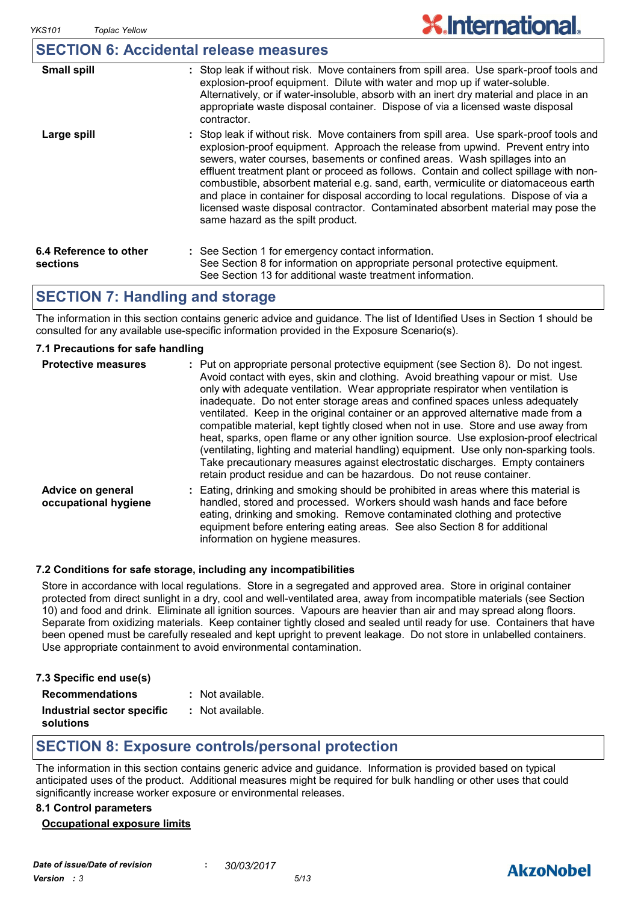## SECTION 6: Accidental release measures

| | |
|---|---|
| **Small spill** | : Stop leak if without risk. Move containers from spill area. Use spark-proof tools and explosion-proof equipment. Dilute with water and mop up if water-soluble. Alternatively, or if water-insoluble, absorb with an inert dry material and place in an appropriate waste disposal container. Dispose of via a licensed waste disposal contractor. |
| **Large spill** | : Stop leak if without risk. Move containers from spill area. Use spark-proof tools and explosion-proof equipment. Approach the release from upwind. Prevent entry into sewers, water courses, basements or confined areas. Wash spillages into an effluent treatment plant or proceed as follows. Contain and collect spillage with non-combustible, absorbent material e.g. sand, earth, vermiculite or diatomaceous earth and place in container for disposal according to local regulations. Dispose of via a licensed waste disposal contractor. Contaminated absorbent material may pose the same hazard as the spilt product. |
| **6.4 Reference to other sections** | : See Section 1 for emergency contact information. See Section 8 for information on appropriate personal protective equipment. See Section 13 for additional waste treatment information. |

## SECTION 7: Handling and storage

The information in this section contains generic advice and guidance. The list of Identified Uses in Section 1 should be consulted for any available use-specific information provided in the Exposure Scenario(s).

### 7.1 Precautions for safe handling

| | |
|---|---|
| **Protective measures** | : Put on appropriate personal protective equipment (see Section 8). Do not ingest. Avoid contact with eyes, skin and clothing. Avoid breathing vapour or mist. Use only with adequate ventilation. Wear appropriate respirator when ventilation is inadequate. Do not enter storage areas and confined spaces unless adequately ventilated. Keep in the original container or an approved alternative made from a compatible material, kept tightly closed when not in use. Store and use away from heat, sparks, open flame or any other ignition source. Use explosion-proof electrical (ventilating, lighting and material handling) equipment. Use only non-sparking tools. Take precautionary measures against electrostatic discharges. Empty containers retain product residue and can be hazardous. Do not reuse container. |
| **Advice on general occupational hygiene** | : Eating, drinking and smoking should be prohibited in areas where this material is handled, stored and processed. Workers should wash hands and face before eating, drinking and smoking. Remove contaminated clothing and protective equipment before entering eating areas. See also Section 8 for additional information on hygiene measures. |

### 7.2 Conditions for safe storage, including any incompatibilities

Store in accordance with local regulations. Store in a segregated and approved area. Store in original container protected from direct sunlight in a dry, cool and well-ventilated area, away from incompatible materials (see Section 10) and food and drink. Eliminate all ignition sources. Vapours are heavier than air and may spread along floors. Separate from oxidizing materials. Keep container tightly closed and sealed until ready for use. Containers that have been opened must be carefully resealed and kept upright to prevent leakage. Do not store in unlabelled containers. Use appropriate containment to avoid environmental contamination.

### 7.3 Specific end use(s)

| | |
|---|---|
| **Recommendations** | : Not available. |
| **Industrial sector specific solutions** | : Not available. |

## SECTION 8: Exposure controls/personal protection

The information in this section contains generic advice and guidance. Information is provided based on typical anticipated uses of the product. Additional measures might be required for bulk handling or other uses that could significantly increase worker exposure or environmental releases.

### 8.1 Control parameters

**Occupational exposure limits**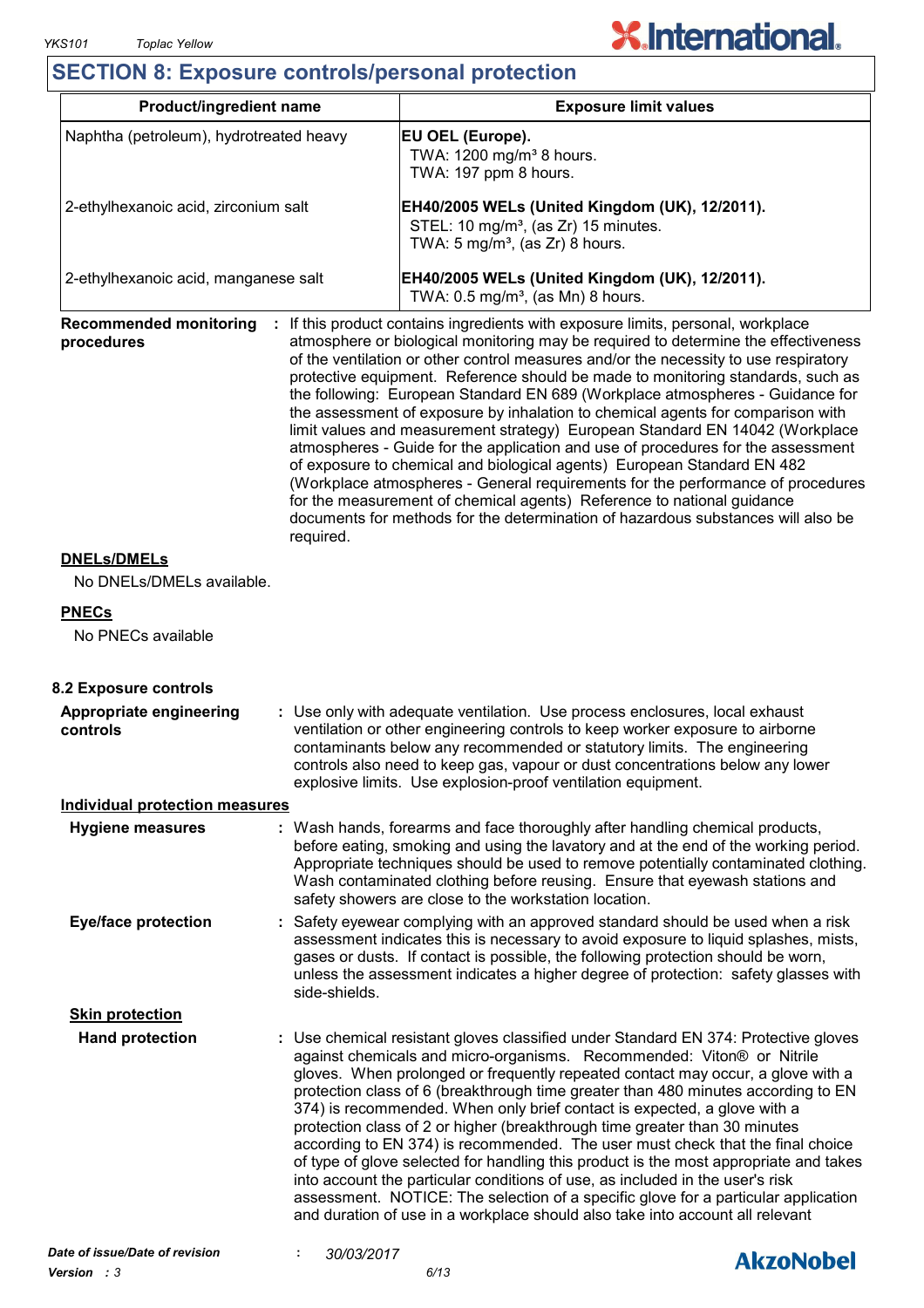## SECTION 8: Exposure controls/personal protection

| Product/ingredient name | Exposure limit values |
| --- | --- |
| Naphtha (petroleum), hydrotreated heavy | **EU OEL (Europe).** TWA: 1200 mg/m³ 8 hours. TWA: 197 ppm 8 hours. |
| 2-ethylhexanoic acid, zirconium salt | **EH40/2005 WELs (United Kingdom (UK), 12/2011).** STEL: 10 mg/m³, (as Zr) 15 minutes. TWA: 5 mg/m³, (as Zr) 8 hours. |
| 2-ethylhexanoic acid, manganese salt | **EH40/2005 WELs (United Kingdom (UK), 12/2011).** TWA: 0.5 mg/m³, (as Mn) 8 hours. |

**Recommended monitoring procedures** : If this product contains ingredients with exposure limits, personal, workplace atmosphere or biological monitoring may be required to determine the effectiveness of the ventilation or other control measures and/or the necessity to use respiratory protective equipment. Reference should be made to monitoring standards, such as the following: European Standard EN 689 (Workplace atmospheres - Guidance for the assessment of exposure by inhalation to chemical agents for comparison with limit values and measurement strategy) European Standard EN 14042 (Workplace atmospheres - Guide for the application and use of procedures for the assessment of exposure to chemical and biological agents) European Standard EN 482 (Workplace atmospheres - General requirements for the performance of procedures for the measurement of chemical agents) Reference to national guidance documents for methods for the determination of hazardous substances will also be required.

**DNELs/DMELs**

No DNELs/DMELs available.

**PNECs**

No PNECs available

### 8.2 Exposure controls

**Appropriate engineering controls** : Use only with adequate ventilation. Use process enclosures, local exhaust ventilation or other engineering controls to keep worker exposure to airborne contaminants below any recommended or statutory limits. The engineering controls also need to keep gas, vapour or dust concentrations below any lower explosive limits. Use explosion-proof ventilation equipment.

**Individual protection measures**

**Hygiene measures** : Wash hands, forearms and face thoroughly after handling chemical products, before eating, smoking and using the lavatory and at the end of the working period. Appropriate techniques should be used to remove potentially contaminated clothing. Wash contaminated clothing before reusing. Ensure that eyewash stations and safety showers are close to the workstation location.

**Eye/face protection** : Safety eyewear complying with an approved standard should be used when a risk assessment indicates this is necessary to avoid exposure to liquid splashes, mists, gases or dusts. If contact is possible, the following protection should be worn, unless the assessment indicates a higher degree of protection: safety glasses with side-shields.

**Skin protection**

**Hand protection** : Use chemical resistant gloves classified under Standard EN 374: Protective gloves against chemicals and micro-organisms. Recommended: Viton® or Nitrile gloves. When prolonged or frequently repeated contact may occur, a glove with a protection class of 6 (breakthrough time greater than 480 minutes according to EN 374) is recommended. When only brief contact is expected, a glove with a protection class of 2 or higher (breakthrough time greater than 30 minutes according to EN 374) is recommended. The user must check that the final choice of type of glove selected for handling this product is the most appropriate and takes into account the particular conditions of use, as included in the user's risk assessment. NOTICE: The selection of a specific glove for a particular application and duration of use in a workplace should also take into account all relevant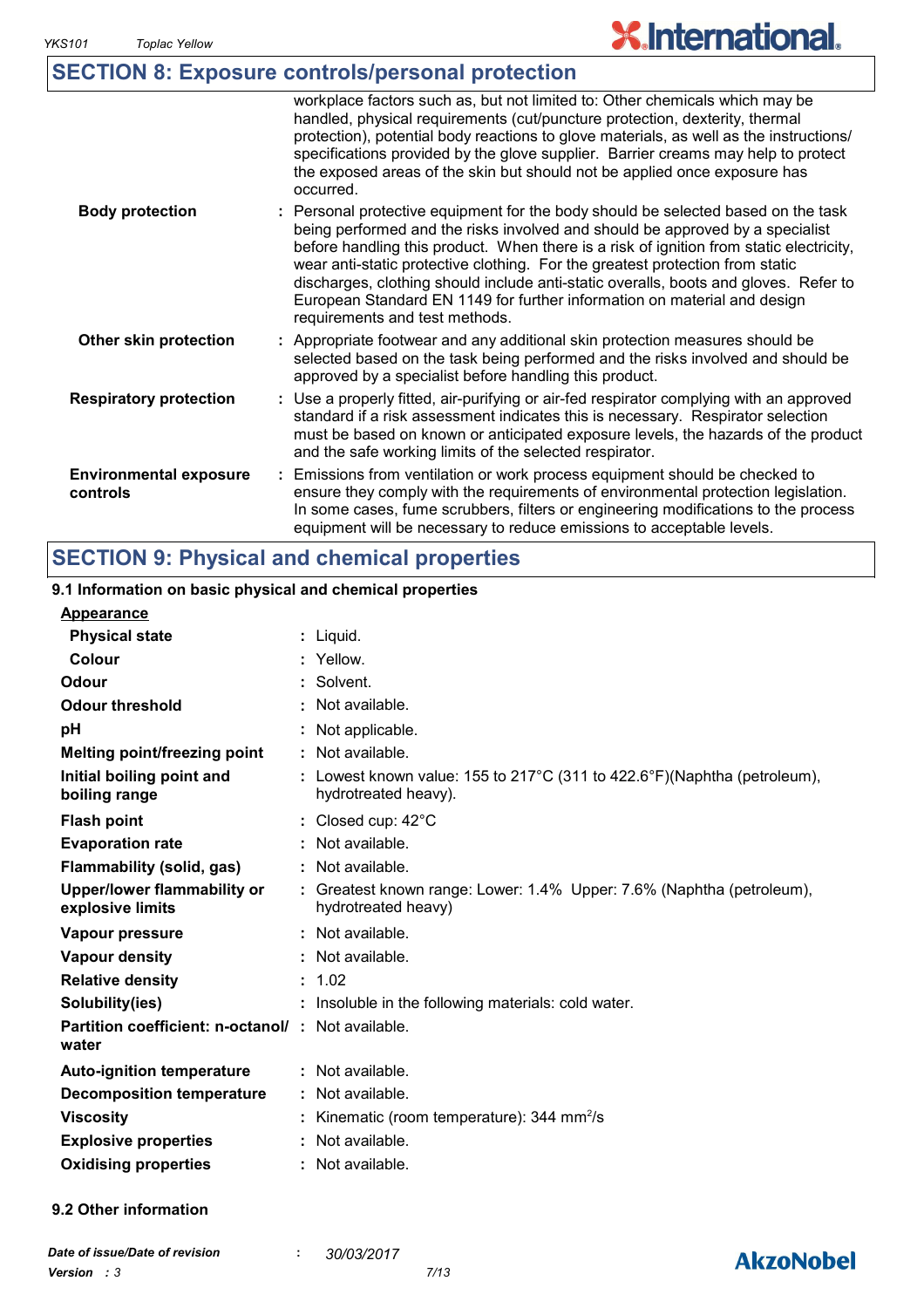## SECTION 8: Exposure controls/personal protection

| | |
|---|---|
| | workplace factors such as, but not limited to: Other chemicals which may be handled, physical requirements (cut/puncture protection, dexterity, thermal protection), potential body reactions to glove materials, as well as the instructions/ specifications provided by the glove supplier. Barrier creams may help to protect the exposed areas of the skin but should not be applied once exposure has occurred. |
| **Body protection** | : Personal protective equipment for the body should be selected based on the task being performed and the risks involved and should be approved by a specialist before handling this product. When there is a risk of ignition from static electricity, wear anti-static protective clothing. For the greatest protection from static discharges, clothing should include anti-static overalls, boots and gloves. Refer to European Standard EN 1149 for further information on material and design requirements and test methods. |
| **Other skin protection** | : Appropriate footwear and any additional skin protection measures should be selected based on the task being performed and the risks involved and should be approved by a specialist before handling this product. |
| **Respiratory protection** | : Use a properly fitted, air-purifying or air-fed respirator complying with an approved standard if a risk assessment indicates this is necessary. Respirator selection must be based on known or anticipated exposure levels, the hazards of the product and the safe working limits of the selected respirator. |
| **Environmental exposure controls** | : Emissions from ventilation or work process equipment should be checked to ensure they comply with the requirements of environmental protection legislation. In some cases, fume scrubbers, filters or engineering modifications to the process equipment will be necessary to reduce emissions to acceptable levels. |

## SECTION 9: Physical and chemical properties

### 9.1 Information on basic physical and chemical properties

| | |
|---|---|
| **Appearance** | |
| **Physical state** | : Liquid. |
| **Colour** | : Yellow. |
| **Odour** | : Solvent. |
| **Odour threshold** | : Not available. |
| **pH** | : Not applicable. |
| **Melting point/freezing point** | : Not available. |
| **Initial boiling point and boiling range** | : Lowest known value: 155 to 217°C (311 to 422.6°F)(Naphtha (petroleum), hydrotreated heavy). |
| **Flash point** | : Closed cup: 42°C |
| **Evaporation rate** | : Not available. |
| **Flammability (solid, gas)** | : Not available. |
| **Upper/lower flammability or explosive limits** | : Greatest known range: Lower: 1.4% Upper: 7.6% (Naphtha (petroleum), hydrotreated heavy) |
| **Vapour pressure** | : Not available. |
| **Vapour density** | : Not available. |
| **Relative density** | : 1.02 |
| **Solubility(ies)** | : Insoluble in the following materials: cold water. |
| **Partition coefficient: n-octanol/ water** | : Not available. |
| **Auto-ignition temperature** | : Not available. |
| **Decomposition temperature** | : Not available. |
| **Viscosity** | : Kinematic (room temperature): 344 $mm^2/s$ |
| **Explosive properties** | : Not available. |
| **Oxidising properties** | : Not available. |

### 9.2 Other information

*Date of issue/Date of revision* : *30/03/2017*

*Version : 3*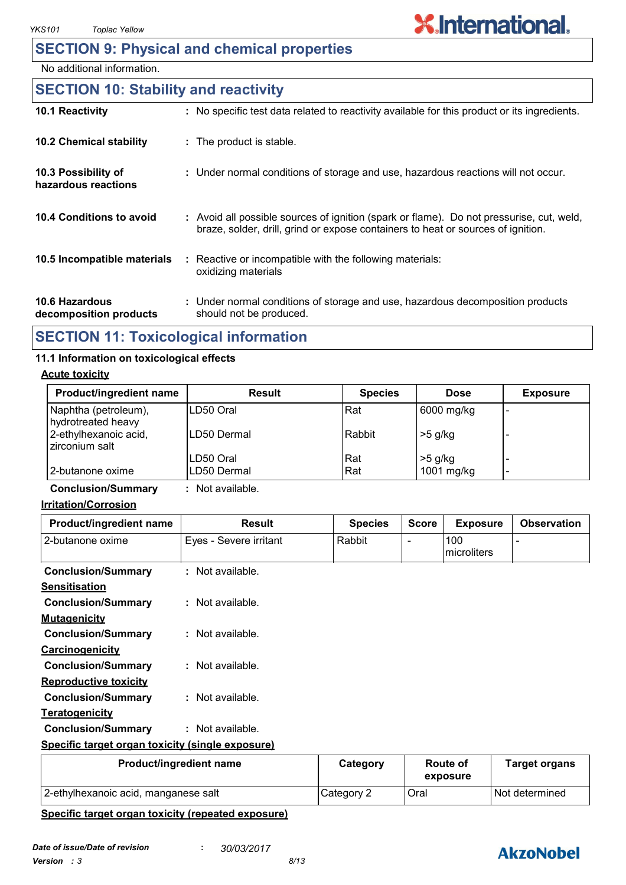## SECTION 9: Physical and chemical properties

No additional information.

## SECTION 10: Stability and reactivity

**10.1 Reactivity** : No specific test data related to reactivity available for this product or its ingredients.

**10.2 Chemical stability** : The product is stable.

**10.3 Possibility of hazardous reactions** : Under normal conditions of storage and use, hazardous reactions will not occur.

**10.4 Conditions to avoid** : Avoid all possible sources of ignition (spark or flame). Do not pressurise, cut, weld, braze, solder, drill, grind or expose containers to heat or sources of ignition.

**10.5 Incompatible materials** : Reactive or incompatible with the following materials: oxidizing materials

**10.6 Hazardous decomposition products** : Under normal conditions of storage and use, hazardous decomposition products should not be produced.

## SECTION 11: Toxicological information

### 11.1 Information on toxicological effects

**Acute toxicity**

| Product/ingredient name | Result | Species | Dose | Exposure |
|---|---|---|---|---|
| Naphtha (petroleum), hydrotreated heavy | LD50 Oral | Rat | 6000 mg/kg | - |
| 2-ethylhexanoic acid, zirconium salt | LD50 Dermal | Rabbit | >5 g/kg | - |
| | LD50 Oral | Rat | >5 g/kg | - |
| 2-butanone oxime | LD50 Dermal | Rat | 1001 mg/kg | - |

**Conclusion/Summary** : Not available.

**Irritation/Corrosion**

| Product/ingredient name | Result | Species | Score | Exposure | Observation |
|---|---|---|---|---|---|
| 2-butanone oxime | Eyes - Severe irritant | Rabbit | - | 100 microliters | - |

**Conclusion/Summary** : Not available.

**Sensitisation**

**Conclusion/Summary** : Not available.

**Mutagenicity**

**Conclusion/Summary** : Not available.

**Carcinogenicity**

**Conclusion/Summary** : Not available.

**Reproductive toxicity**

**Conclusion/Summary** : Not available.

**Teratogenicity**

**Conclusion/Summary** : Not available.

**Specific target organ toxicity (single exposure)**

| Product/ingredient name | Category | Route of exposure | Target organs |
|---|---|---|---|
| 2-ethylhexanoic acid, manganese salt | Category 2 | Oral | Not determined |

**Specific target organ toxicity (repeated exposure)**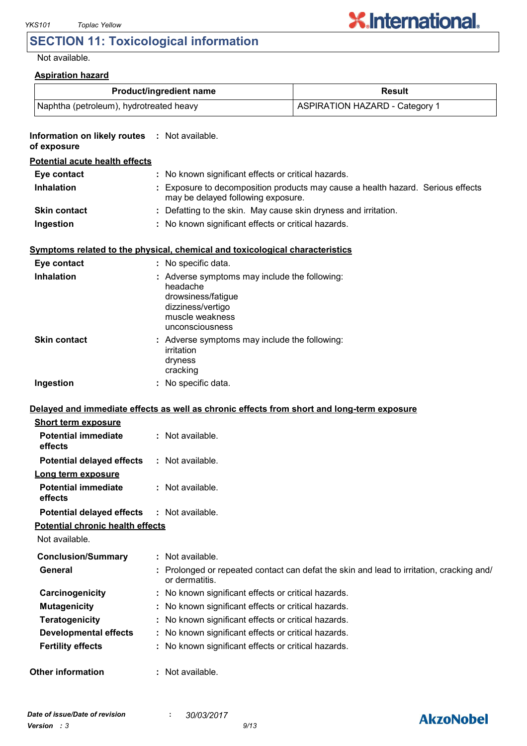## SECTION 11: Toxicological information

Not available.

**Aspiration hazard**

| Product/ingredient name | Result |
|---|---|
| Naphtha (petroleum), hydrotreated heavy | ASPIRATION HAZARD - Category 1 |

**Information on likely routes of exposure** : Not available.

**Potential acute health effects**

**Eye contact** : No known significant effects or critical hazards.

**Inhalation** : Exposure to decomposition products may cause a health hazard. Serious effects may be delayed following exposure.

**Skin contact** : Defatting to the skin. May cause skin dryness and irritation.

**Ingestion** : No known significant effects or critical hazards.

**Symptoms related to the physical, chemical and toxicological characteristics**

**Eye contact** : No specific data.

**Inhalation** : Adverse symptoms may include the following:
headache
drowsiness/fatigue
dizziness/vertigo
muscle weakness
unconsciousness

**Skin contact** : Adverse symptoms may include the following:
irritation
dryness
cracking

**Ingestion** : No specific data.

**Delayed and immediate effects as well as chronic effects from short and long-term exposure**

**Short term exposure**

**Potential immediate effects** : Not available.

**Potential delayed effects** : Not available.

**Long term exposure**

**Potential immediate effects** : Not available.

**Potential delayed effects** : Not available.

**Potential chronic health effects**

Not available.

**Conclusion/Summary** : Not available.

**General** : Prolonged or repeated contact can defat the skin and lead to irritation, cracking and/ or dermatitis.

**Carcinogenicity** : No known significant effects or critical hazards.

**Mutagenicity** : No known significant effects or critical hazards.

**Teratogenicity** : No known significant effects or critical hazards.

**Developmental effects** : No known significant effects or critical hazards.

**Fertility effects** : No known significant effects or critical hazards.

**Other information** : Not available.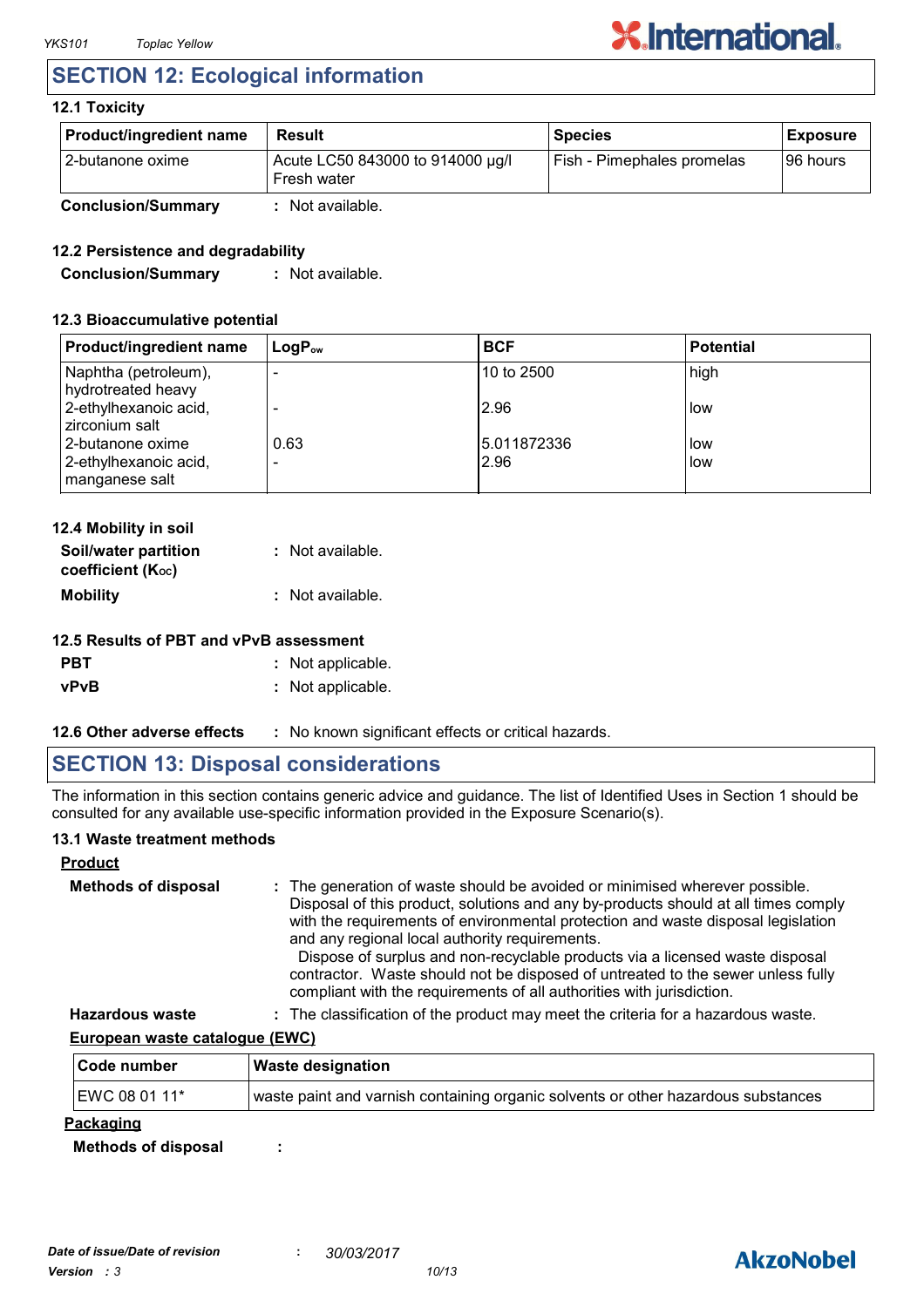## SECTION 12: Ecological information

### 12.1 Toxicity

| Product/ingredient name | Result | Species | Exposure |
|---|---|---|---|
| 2-butanone oxime | Acute LC50 843000 to 914000 µg/l Fresh water | Fish - Pimephales promelas | 96 hours |

**Conclusion/Summary** : Not available.

### 12.2 Persistence and degradability

**Conclusion/Summary** : Not available.

### 12.3 Bioaccumulative potential

| Product/ingredient name | $LogP_{ow}$ | BCF | Potential |
|---|---|---|---|
| Naphtha (petroleum), hydrotreated heavy | - | 10 to 2500 | high |
| 2-ethylhexanoic acid, zirconium salt | - | 2.96 | low |
| 2-butanone oxime | 0.63 | 5.011872336 | low |
| 2-ethylhexanoic acid, manganese salt | - | 2.96 | low |

### 12.4 Mobility in soil

**Soil/water partition coefficient ($K_{oc}$)** : Not available.

**Mobility** : Not available.

### 12.5 Results of PBT and vPvB assessment

**PBT** : Not applicable.

**vPvB** : Not applicable.

**12.6 Other adverse effects** : No known significant effects or critical hazards.

## SECTION 13: Disposal considerations

The information in this section contains generic advice and guidance. The list of Identified Uses in Section 1 should be consulted for any available use-specific information provided in the Exposure Scenario(s).

### 13.1 Waste treatment methods

**Product**

**Methods of disposal** : The generation of waste should be avoided or minimised wherever possible. Disposal of this product, solutions and any by-products should at all times comply with the requirements of environmental protection and waste disposal legislation and any regional local authority requirements.
Dispose of surplus and non-recyclable products via a licensed waste disposal contractor. Waste should not be disposed of untreated to the sewer unless fully compliant with the requirements of all authorities with jurisdiction.

**Hazardous waste** : The classification of the product may meet the criteria for a hazardous waste.

**European waste catalogue (EWC)**

| Code number | Waste designation |
|---|---|
| EWC 08 01 11* | waste paint and varnish containing organic solvents or other hazardous substances |

**Packaging**

**Methods of disposal** :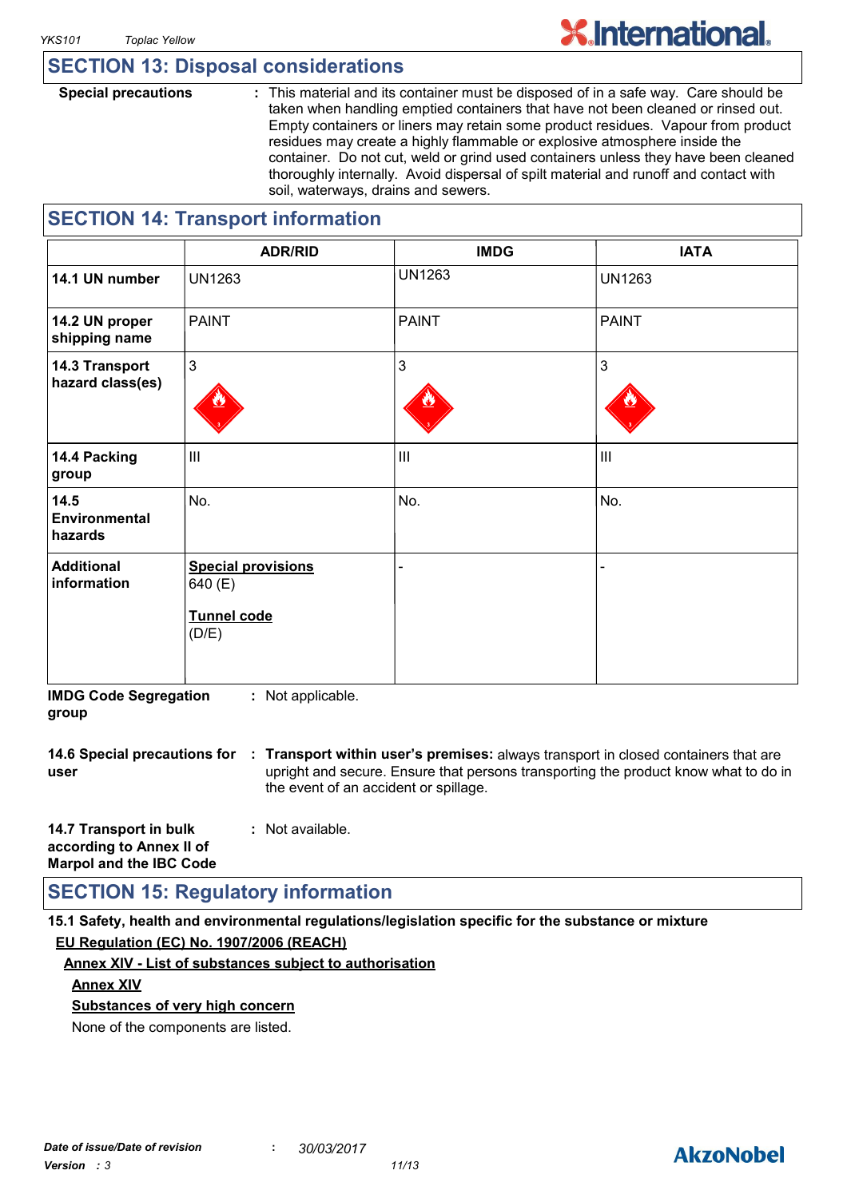## SECTION 13: Disposal considerations

**Special precautions** : This material and its container must be disposed of in a safe way. Care should be taken when handling emptied containers that have not been cleaned or rinsed out. Empty containers or liners may retain some product residues. Vapour from product residues may create a highly flammable or explosive atmosphere inside the container. Do not cut, weld or grind used containers unless they have been cleaned thoroughly internally. Avoid dispersal of spilt material and runoff and contact with soil, waterways, drains and sewers.

## SECTION 14: Transport information

| | ADR/RID | IMDG | IATA |
|---|---|---|---|
| **14.1 UN number** | UN1263 | UN1263 | UN1263 |
| **14.2 UN proper shipping name** | PAINT | PAINT | PAINT |
| **14.3 Transport hazard class(es)** | 3 | 3 | 3 |
| **14.4 Packing group** | III | III | III |
| **14.5 Environmental hazards** | No. | No. | No. |
| **Additional information** | **Special provisions** 640 (E) **Tunnel code** (D/E) | - | - |

**IMDG Code Segregation group** : Not applicable.

**14.6 Special precautions for user** : **Transport within user's premises:** always transport in closed containers that are upright and secure. Ensure that persons transporting the product know what to do in the event of an accident or spillage.

**14.7 Transport in bulk according to Annex II of Marpol and the IBC Code** : Not available.

## SECTION 15: Regulatory information

**15.1 Safety, health and environmental regulations/legislation specific for the substance or mixture**

**EU Regulation (EC) No. 1907/2006 (REACH)**

**Annex XIV - List of substances subject to authorisation**

**Annex XIV**

**Substances of very high concern**

None of the components are listed.

*Date of issue/Date of revision* : *30/03/2017*

*Version* : *3*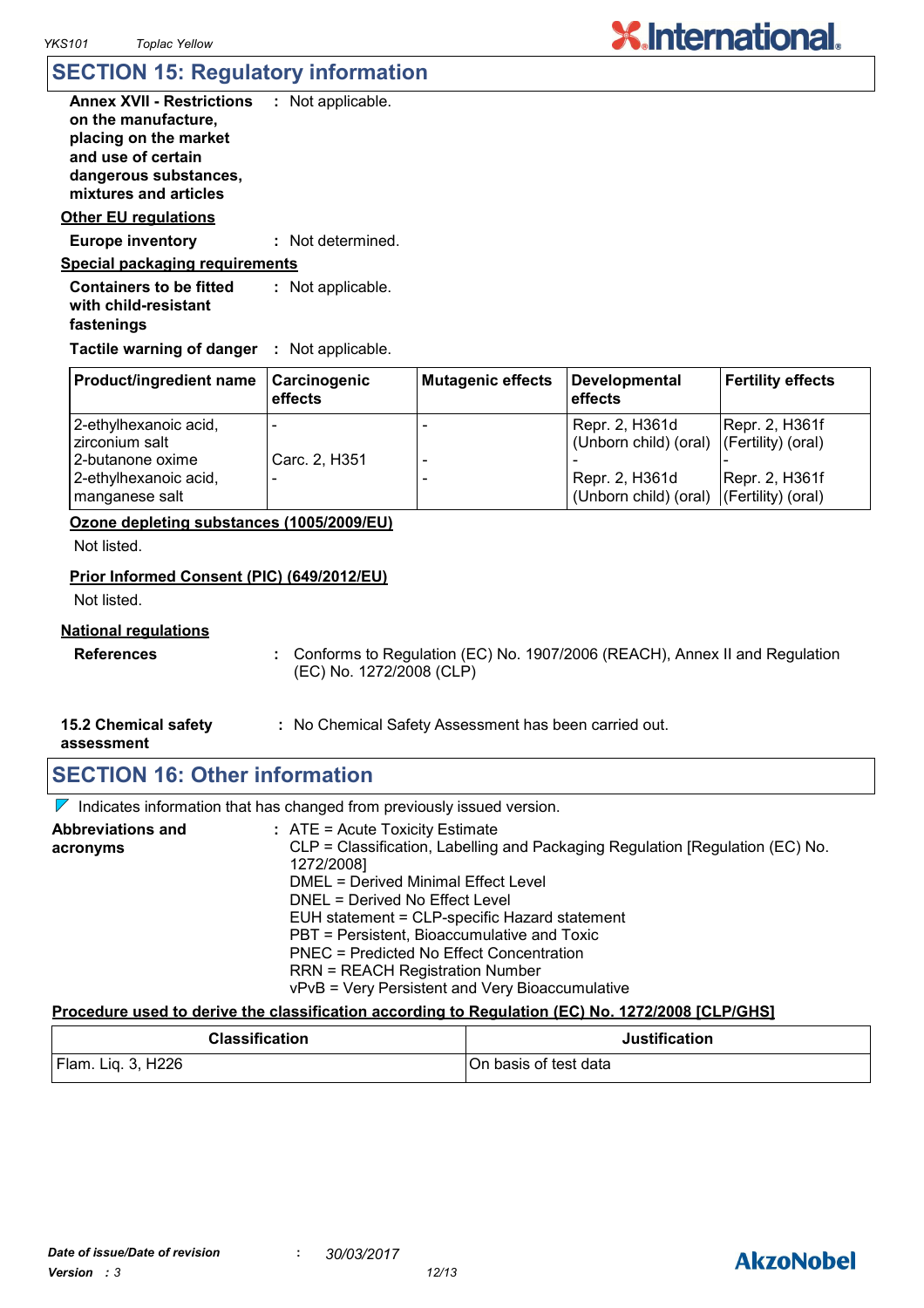## SECTION 15: Regulatory information

**Annex XVII - Restrictions on the manufacture, placing on the market and use of certain dangerous substances, mixtures and articles** : Not applicable.

**Other EU regulations**

**Europe inventory** : Not determined.

**Special packaging requirements**

**Containers to be fitted with child-resistant fastenings** : Not applicable.

**Tactile warning of danger** : Not applicable.

| Product/ingredient name | Carcinogenic effects | Mutagenic effects | Developmental effects | Fertility effects |
|---|---|---|---|---|
| 2-ethylhexanoic acid, zirconium salt | - | - | Repr. 2, H361d (Unborn child) (oral) | Repr. 2, H361f (Fertility) (oral) |
| 2-butanone oxime | Carc. 2, H351 | - | - | - |
| 2-ethylhexanoic acid, manganese salt | - | - | Repr. 2, H361d (Unborn child) (oral) | Repr. 2, H361f (Fertility) (oral) |

**Ozone depleting substances (1005/2009/EU)**

Not listed.

**Prior Informed Consent (PIC) (649/2012/EU)**

Not listed.

**National regulations**

**References** : Conforms to Regulation (EC) No. 1907/2006 (REACH), Annex II and Regulation (EC) No. 1272/2008 (CLP)

**15.2 Chemical safety assessment** : No Chemical Safety Assessment has been carried out.

## SECTION 16: Other information

Indicates information that has changed from previously issued version.

**Abbreviations and acronyms** : ATE = Acute Toxicity Estimate
CLP = Classification, Labelling and Packaging Regulation [Regulation (EC) No. 1272/2008]
DMEL = Derived Minimal Effect Level
DNEL = Derived No Effect Level
EUH statement = CLP-specific Hazard statement
PBT = Persistent, Bioaccumulative and Toxic
PNEC = Predicted No Effect Concentration
RRN = REACH Registration Number
vPvB = Very Persistent and Very Bioaccumulative

**Procedure used to derive the classification according to Regulation (EC) No. 1272/2008 [CLP/GHS]**

| Classification | Justification |
|---|---|
| Flam. Liq. 3, H226 | On basis of test data |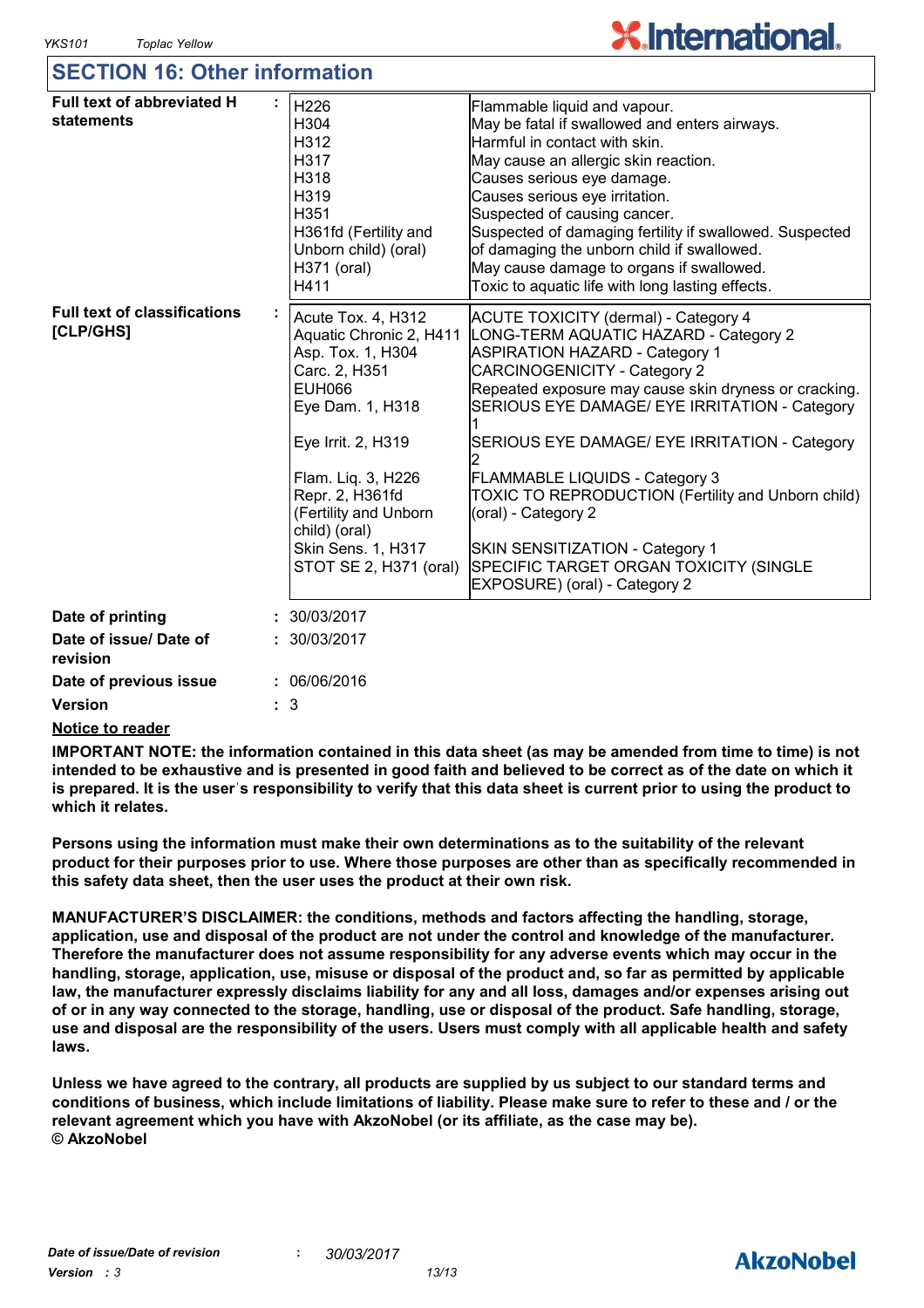## SECTION 16: Other information

**Full text of abbreviated H statements**

| | |
|---|---|
| H226 | Flammable liquid and vapour. |
| H304 | May be fatal if swallowed and enters airways. |
| H312 | Harmful in contact with skin. |
| H317 | May cause an allergic skin reaction. |
| H318 | Causes serious eye damage. |
| H319 | Causes serious eye irritation. |
| H351 | Suspected of causing cancer. |
| H361fd (Fertility and Unborn child) (oral) | Suspected of damaging fertility if swallowed. Suspected of damaging the unborn child if swallowed. |
| H371 (oral) | May cause damage to organs if swallowed. |
| H411 | Toxic to aquatic life with long lasting effects. |

**Full text of classifications [CLP/GHS]**

| | |
|---|---|
| Acute Tox. 4, H312 | ACUTE TOXICITY (dermal) - Category 4 |
| Aquatic Chronic 2, H411 | LONG-TERM AQUATIC HAZARD - Category 2 |
| Asp. Tox. 1, H304 | ASPIRATION HAZARD - Category 1 |
| Carc. 2, H351 | CARCINOGENICITY - Category 2 |
| EUH066 | Repeated exposure may cause skin dryness or cracking. |
| Eye Dam. 1, H318 | SERIOUS EYE DAMAGE/ EYE IRRITATION - Category 1 |
| Eye Irrit. 2, H319 | SERIOUS EYE DAMAGE/ EYE IRRITATION - Category 2 |
| Flam. Liq. 3, H226 | FLAMMABLE LIQUIDS - Category 3 |
| Repr. 2, H361fd (Fertility and Unborn child) (oral) | TOXIC TO REPRODUCTION (Fertility and Unborn child) (oral) - Category 2 |
| Skin Sens. 1, H317 | SKIN SENSITIZATION - Category 1 |
| STOT SE 2, H371 (oral) | SPECIFIC TARGET ORGAN TOXICITY (SINGLE EXPOSURE) (oral) - Category 2 |

**Date of printing** : 30/03/2017

**Date of issue/ Date of revision** : 30/03/2017

**Date of previous issue** : 06/06/2016

**Version** : 3

**Notice to reader**

**IMPORTANT NOTE: the information contained in this data sheet (as may be amended from time to time) is not intended to be exhaustive and is presented in good faith and believed to be correct as of the date on which it is prepared. It is the user's responsibility to verify that this data sheet is current prior to using the product to which it relates.**

**Persons using the information must make their own determinations as to the suitability of the relevant product for their purposes prior to use. Where those purposes are other than as specifically recommended in this safety data sheet, then the user uses the product at their own risk.**

**MANUFACTURER'S DISCLAIMER: the conditions, methods and factors affecting the handling, storage, application, use and disposal of the product are not under the control and knowledge of the manufacturer. Therefore the manufacturer does not assume responsibility for any adverse events which may occur in the handling, storage, application, use, misuse or disposal of the product and, so far as permitted by applicable law, the manufacturer expressly disclaims liability for any and all loss, damages and/or expenses arising out of or in any way connected to the storage, handling, use or disposal of the product. Safe handling, storage, use and disposal are the responsibility of the users. Users must comply with all applicable health and safety laws.**

**Unless we have agreed to the contrary, all products are supplied by us subject to our standard terms and conditions of business, which include limitations of liability. Please make sure to refer to these and / or the relevant agreement which you have with AkzoNobel (or its affiliate, as the case may be).**
**© AkzoNobel**